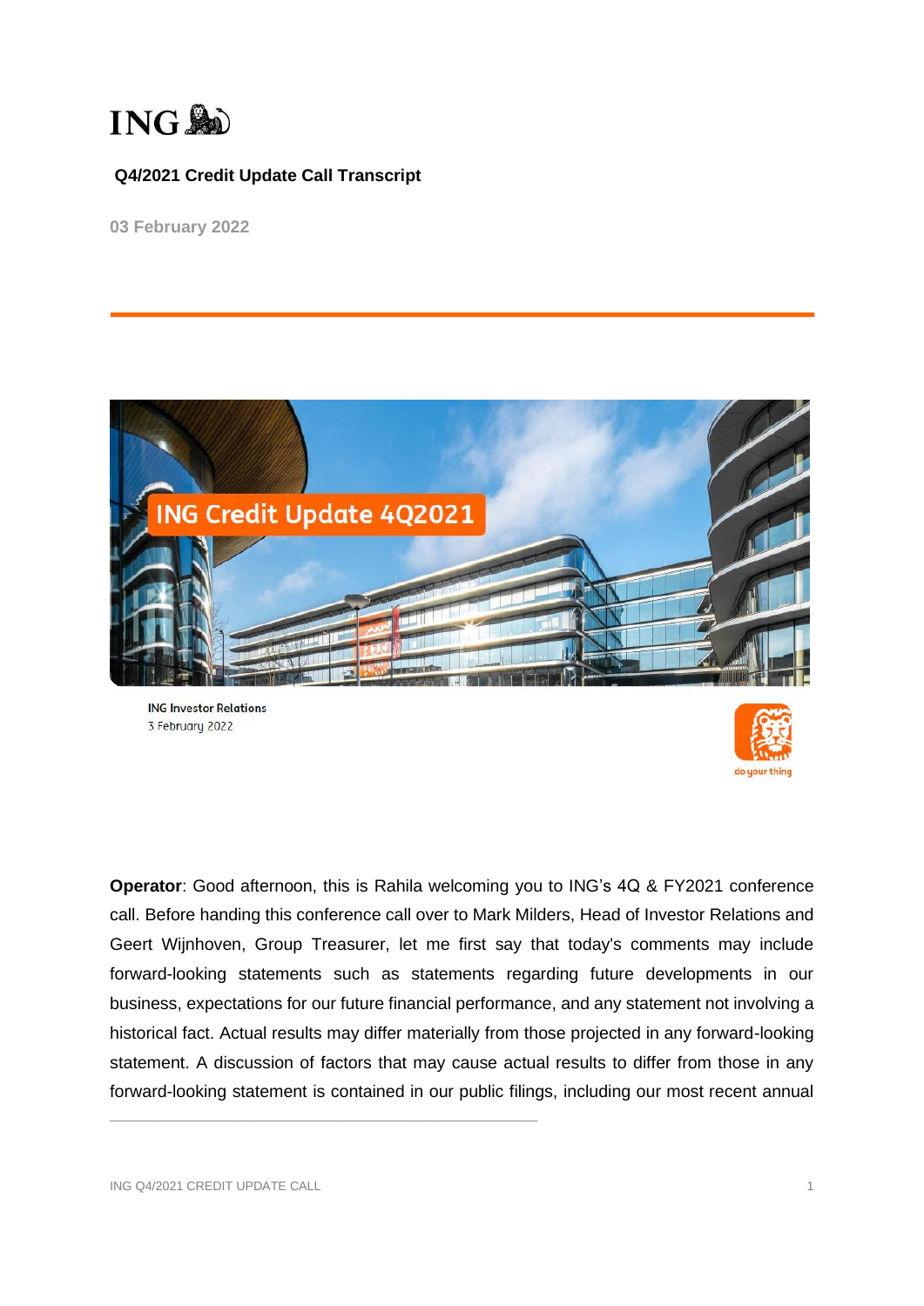ING

**Q4/2021 Credit Update Call Transcript**

03 February 2022

**Operator**: Good afternoon, this is Rahila welcoming you to ING's 4Q & FY2021 conference call. Before handing this conference call over to Mark Milders, Head of Investor Relations and Geert Wijnhoven, Group Treasurer, let me first say that today's comments may include forward-looking statements such as statements regarding future developments in our business, expectations for our future financial performance, and any statement not involving a historical fact. Actual results may differ materially from those projected in any forward-looking statement. A discussion of factors that may cause actual results to differ from those in any forward-looking statement is contained in our public filings, including our most recent annual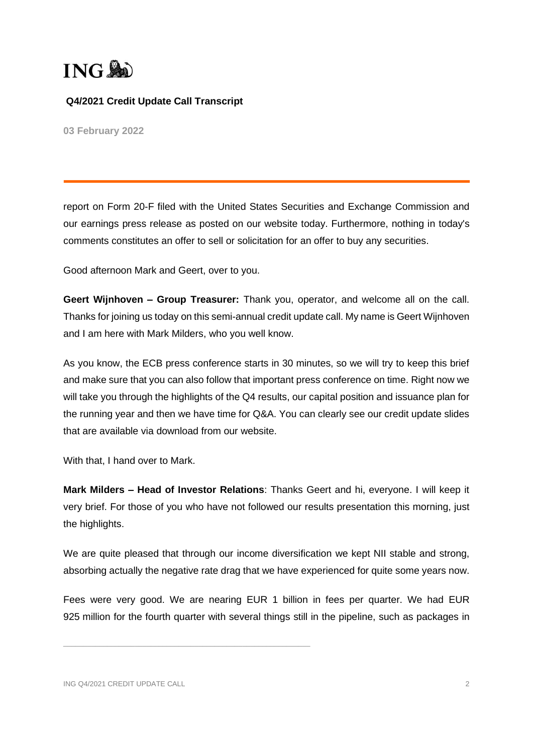report on Form 20-F filed with the United States Securities and Exchange Commission and our earnings press release as posted on our website today. Furthermore, nothing in today's comments constitutes an offer to sell or solicitation for an offer to buy any securities.

Good afternoon Mark and Geert, over to you.

**Geert Wijnhoven – Group Treasurer:** Thank you, operator, and welcome all on the call. Thanks for joining us today on this semi-annual credit update call. My name is Geert Wijnhoven and I am here with Mark Milders, who you well know.

As you know, the ECB press conference starts in 30 minutes, so we will try to keep this brief and make sure that you can also follow that important press conference on time. Right now we will take you through the highlights of the Q4 results, our capital position and issuance plan for the running year and then we have time for Q&A. You can clearly see our credit update slides that are available via download from our website.

With that, I hand over to Mark.

**Mark Milders – Head of Investor Relations**: Thanks Geert and hi, everyone. I will keep it very brief. For those of you who have not followed our results presentation this morning, just the highlights.

We are quite pleased that through our income diversification we kept NII stable and strong, absorbing actually the negative rate drag that we have experienced for quite some years now.

Fees were very good. We are nearing EUR 1 billion in fees per quarter. We had EUR 925 million for the fourth quarter with several things still in the pipeline, such as packages in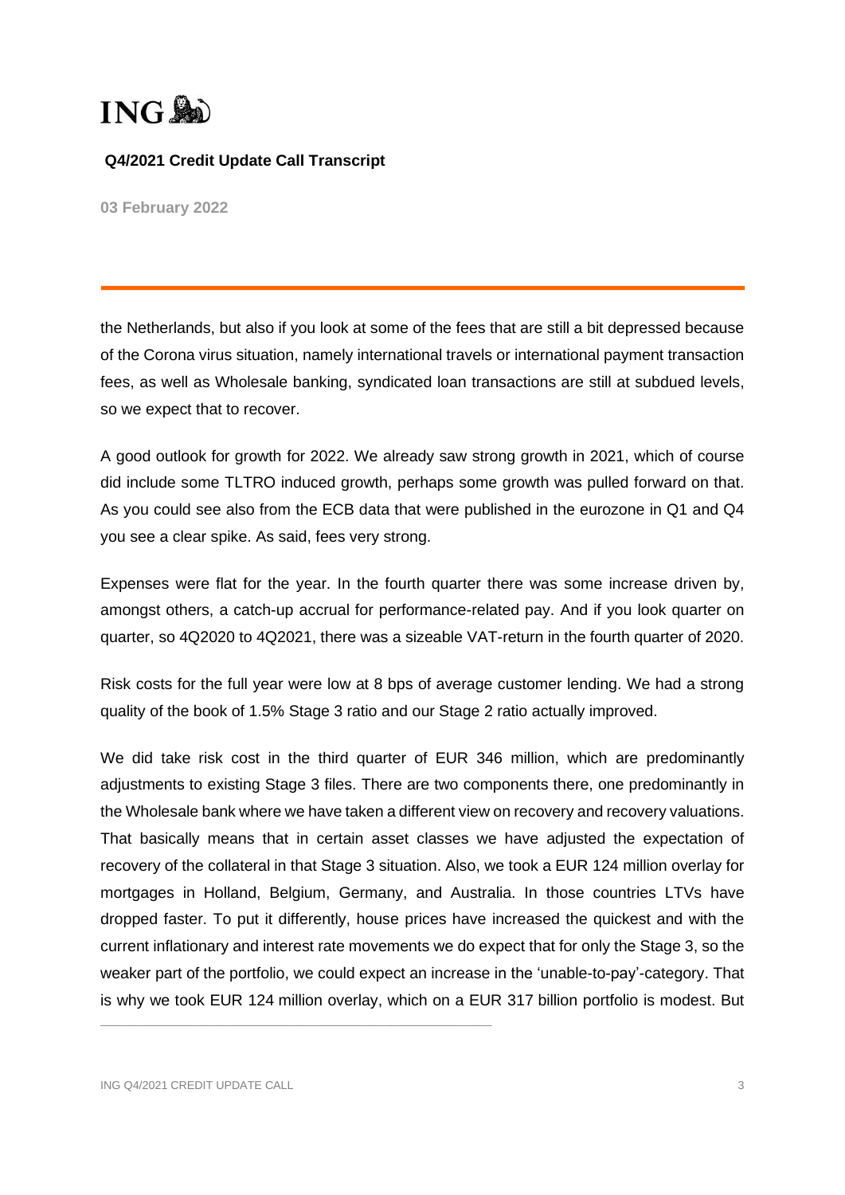the Netherlands, but also if you look at some of the fees that are still a bit depressed because of the Corona virus situation, namely international travels or international payment transaction fees, as well as Wholesale banking, syndicated loan transactions are still at subdued levels, so we expect that to recover.

A good outlook for growth for 2022. We already saw strong growth in 2021, which of course did include some TLTRO induced growth, perhaps some growth was pulled forward on that. As you could see also from the ECB data that were published in the eurozone in Q1 and Q4 you see a clear spike. As said, fees very strong.

Expenses were flat for the year. In the fourth quarter there was some increase driven by, amongst others, a catch-up accrual for performance-related pay. And if you look quarter on quarter, so 4Q2020 to 4Q2021, there was a sizeable VAT-return in the fourth quarter of 2020.

Risk costs for the full year were low at 8 bps of average customer lending. We had a strong quality of the book of 1.5% Stage 3 ratio and our Stage 2 ratio actually improved.

We did take risk cost in the third quarter of EUR 346 million, which are predominantly adjustments to existing Stage 3 files. There are two components there, one predominantly in the Wholesale bank where we have taken a different view on recovery and recovery valuations. That basically means that in certain asset classes we have adjusted the expectation of recovery of the collateral in that Stage 3 situation. Also, we took a EUR 124 million overlay for mortgages in Holland, Belgium, Germany, and Australia. In those countries LTVs have dropped faster. To put it differently, house prices have increased the quickest and with the current inflationary and interest rate movements we do expect that for only the Stage 3, so the weaker part of the portfolio, we could expect an increase in the 'unable-to-pay'-category. That is why we took EUR 124 million overlay, which on a EUR 317 billion portfolio is modest. But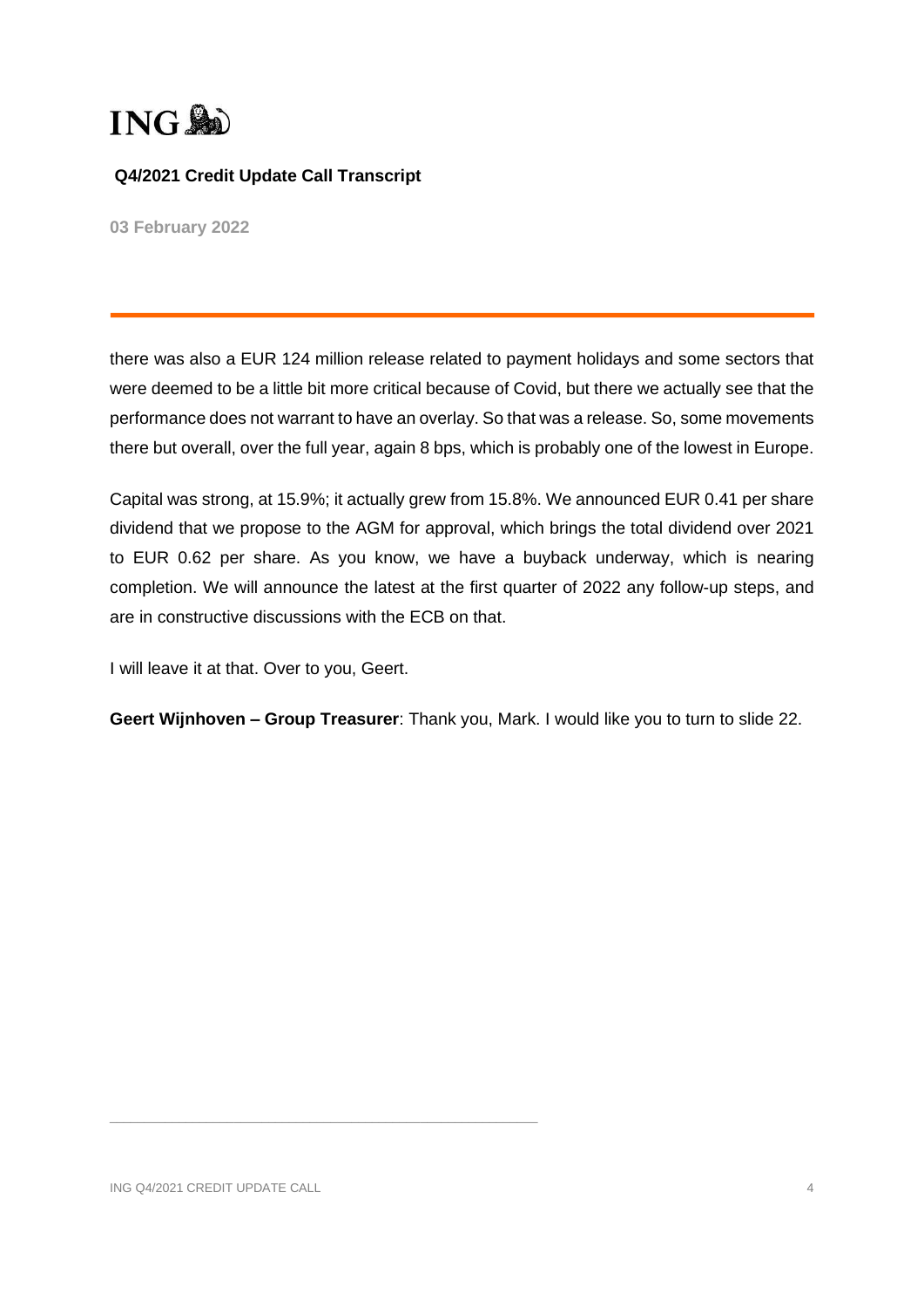there was also a EUR 124 million release related to payment holidays and some sectors that were deemed to be a little bit more critical because of Covid, but there we actually see that the performance does not warrant to have an overlay. So that was a release. So, some movements there but overall, over the full year, again 8 bps, which is probably one of the lowest in Europe.

Capital was strong, at 15.9%; it actually grew from 15.8%. We announced EUR 0.41 per share dividend that we propose to the AGM for approval, which brings the total dividend over 2021 to EUR 0.62 per share. As you know, we have a buyback underway, which is nearing completion. We will announce the latest at the first quarter of 2022 any follow-up steps, and are in constructive discussions with the ECB on that.

I will leave it at that. Over to you, Geert.

**Geert Wijnhoven – Group Treasurer**: Thank you, Mark. I would like you to turn to slide 22.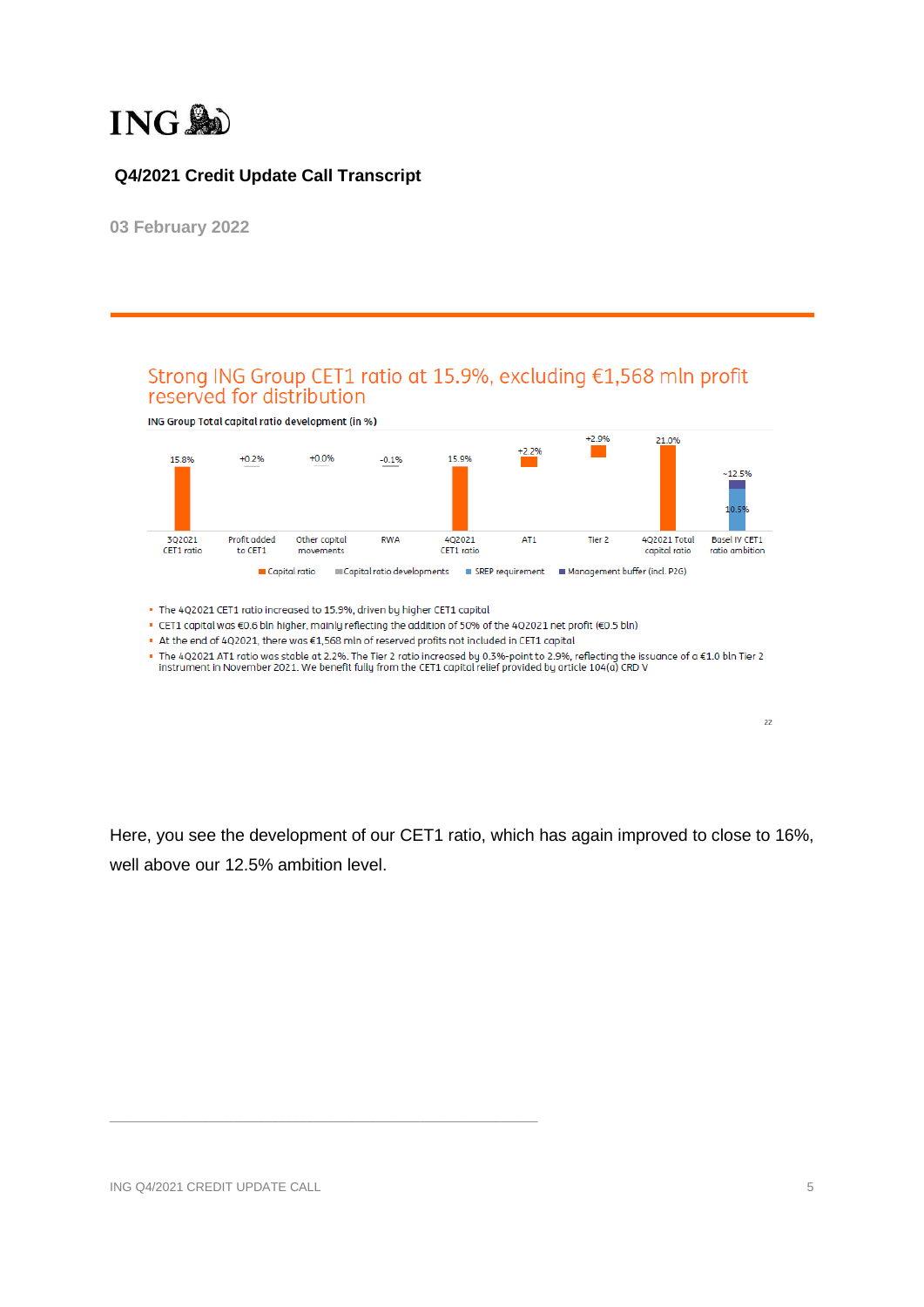![ING logo]

**Q4/2021 Credit Update Call Transcript**

03 February 2022

## Strong ING Group CET1 ratio at 15.9%, excluding €1,568 mln profit reserved for distribution

**ING Group Total capital ratio development (in %)**

| 3Q2021 CET1 ratio | Profit added to CET1 | Other capital movements | RWA | 4Q2021 CET1 ratio | AT1 | Tier 2 | 4Q2021 Total capital ratio | Basel IV CET1 ratio ambition |
|---|---|---|---|---|---|---|---|---|
| 15.8% | +0.2% | +0.0% | -0.1% | 15.9% | +2.2% | +2.9% | 21.0% | ~12.5% (10.5%) |

Capital ratio · Capital ratio developments · SREP requirement · Management buffer (incl. P2G)

- The 4Q2021 CET1 ratio increased to 15.9%, driven by higher CET1 capital
- CET1 capital was €0.6 bln higher, mainly reflecting the addition of 50% of the 4Q2021 net profit (€0.5 bln)
- At the end of 4Q2021, there was €1,568 mln of reserved profits not included in CET1 capital
- The 4Q2021 AT1 ratio was stable at 2.2%. The Tier 2 ratio increased by 0.3%-point to 2.9%, reflecting the issuance of a €1.0 bln Tier 2 instrument in November 2021. We benefit fully from the CET1 capital relief provided by article 104(a) CRD V

Here, you see the development of our CET1 ratio, which has again improved to close to 16%, well above our 12.5% ambition level.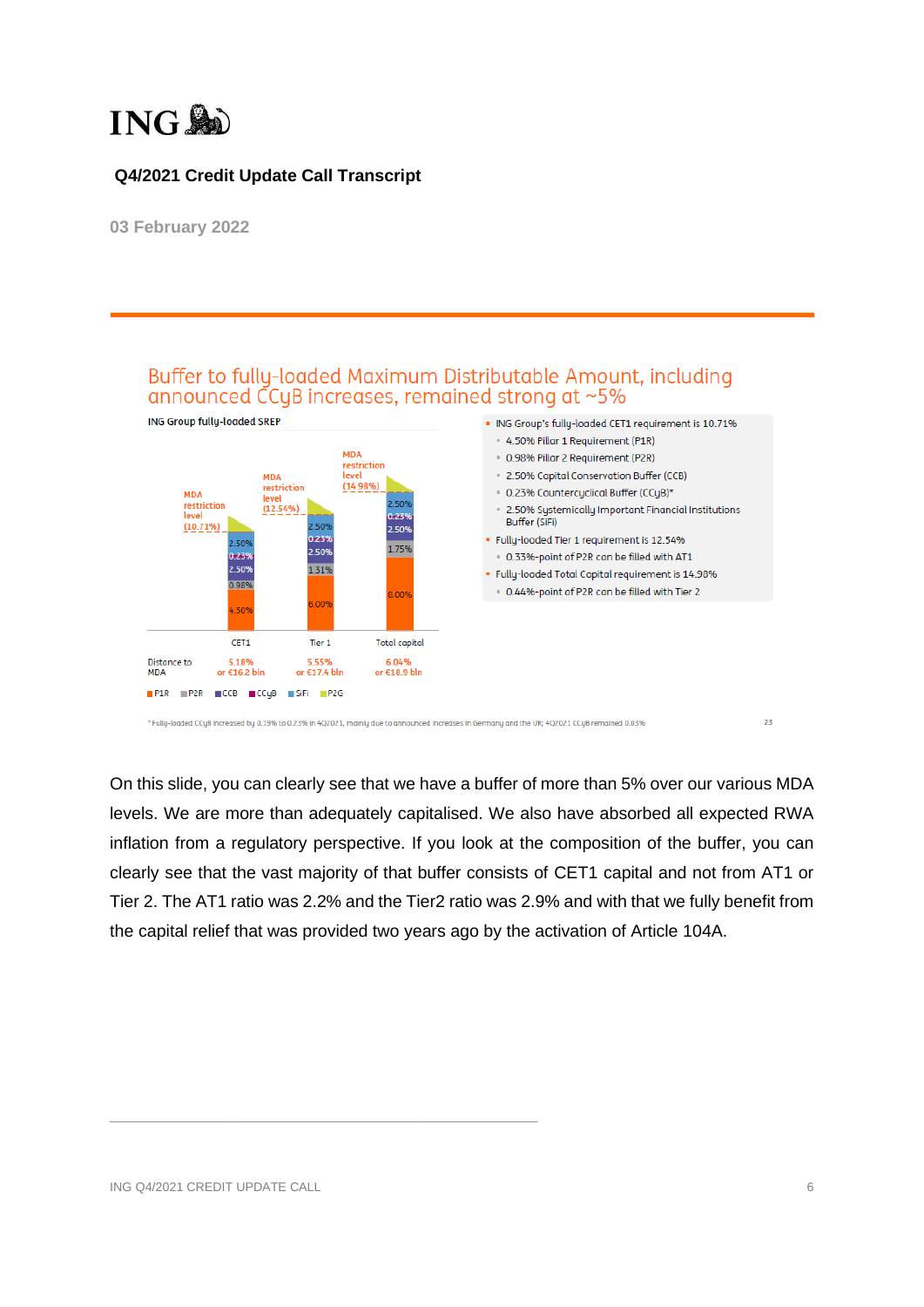# Q4/2021 Credit Update Call Transcript

03 February 2022

## Buffer to fully-loaded Maximum Distributable Amount, including announced CCyB increases, remained strong at ~5%

**ING Group fully-loaded SREP**

| | CET1 | Tier 1 | Total capital |
|---|---|---|---|
| MDA restriction level | 10.71% | 12.54% | 14.98% |
| P1R | 4.50% | 6.00% | 8.00% |
| P2R | 0.98% | 1.31% | 1.75% |
| CCB | 2.50% | 2.50% | 2.50% |
| CCyB | 0.23% | 0.23% | 0.23% |
| SIFI | 2.50% | 2.50% | 2.50% |
| Distance to MDA | 5.18% or €16.2 bln | 5.55% or €17.4 bln | 6.04% or €18.9 bln |

- ING Group's fully-loaded CET1 requirement is 10.71%
  - 4.50% Pillar 1 Requirement (P1R)
  - 0.98% Pillar 2 Requirement (P2R)
  - 2.50% Capital Conservation Buffer (CCB)
  - 0.23% Countercyclical Buffer (CCyB)*
  - 2.50% Systemically Important Financial Institutions Buffer (SIFI)
- Fully-loaded Tier 1 requirement is 12.54%
  - 0.33%-point of P2R can be filled with AT1
- Fully-loaded Total Capital requirement is 14.98%
  - 0.44%-point of P2R can be filled with Tier 2

* Fully-loaded CCyB increased by 0.19% to 0.23% in 4Q2021, mainly due to announced increases in Germany and the UK; 4Q2021 CCyB remained 0.03%

On this slide, you can clearly see that we have a buffer of more than 5% over our various MDA levels. We are more than adequately capitalised. We also have absorbed all expected RWA inflation from a regulatory perspective. If you look at the composition of the buffer, you can clearly see that the vast majority of that buffer consists of CET1 capital and not from AT1 or Tier 2. The AT1 ratio was 2.2% and the Tier2 ratio was 2.9% and with that we fully benefit from the capital relief that was provided two years ago by the activation of Article 104A.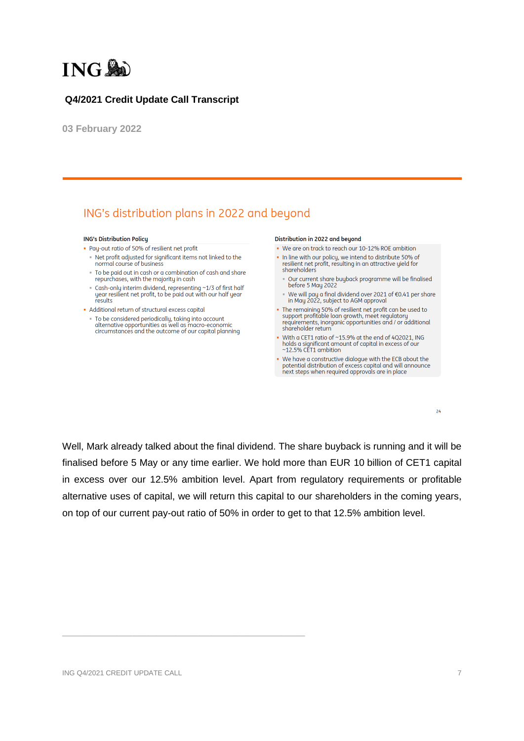## ING's distribution plans in 2022 and beyond

**ING's Distribution Policy**

- Pay-out ratio of 50% of resilient net profit
  - Net profit adjusted for significant items not linked to the normal course of business
  - To be paid out in cash or a combination of cash and share repurchases, with the majority in cash
  - Cash-only interim dividend, representing ~1/3 of first half year resilient net profit, to be paid out with our half year results
- Additional return of structural excess capital
  - To be considered periodically, taking into account alternative opportunities as well as macro-economic circumstances and the outcome of our capital planning

**Distribution in 2022 and beyond**

- We are on track to reach our 10-12% ROE ambition
- In line with our policy, we intend to distribute 50% of resilient net profit, resulting in an attractive yield for shareholders
  - Our current share buyback programme will be finalised before 5 May 2022
  - We will pay a final dividend over 2021 of €0.41 per share in May 2022, subject to AGM approval
- The remaining 50% of resilient net profit can be used to support profitable loan growth, meet regulatory requirements, inorganic opportunities and / or additional shareholder return
- With a CET1 ratio of ~15.9% at the end of 4Q2021, ING holds a significant amount of capital in excess of our ~12.5% CET1 ambition
- We have a constructive dialogue with the ECB about the potential distribution of excess capital and will announce next steps when required approvals are in place

Well, Mark already talked about the final dividend. The share buyback is running and it will be finalised before 5 May or any time earlier. We hold more than EUR 10 billion of CET1 capital in excess over our 12.5% ambition level. Apart from regulatory requirements or profitable alternative uses of capital, we will return this capital to our shareholders in the coming years, on top of our current pay-out ratio of 50% in order to get to that 12.5% ambition level.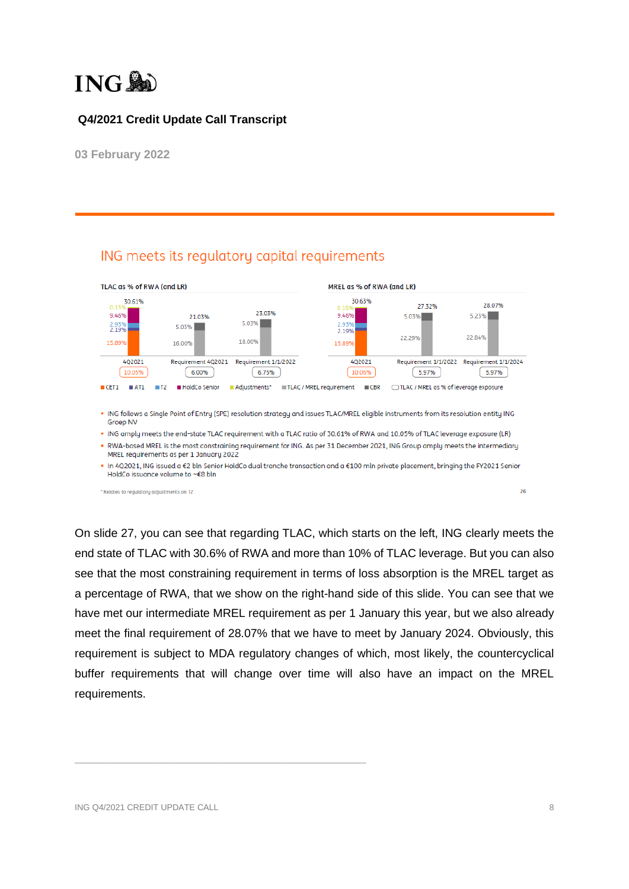# ING

**Q4/2021 Credit Update Call Transcript**

**03 February 2022**

---

## ING meets its regulatory capital requirements

**TLAC as % of RWA (and LR)**

| | 4Q2021 | Requirement 4Q2021 | Requirement 1/1/2022 |
|---|---|---|---|
| CET1 | 15.89% | | |
| AT1 | 2.19% | | |
| T2 | 2.93% | | |
| HoldCo Senior | 9.46% | | |
| Adjustments* | 0.13% | | |
| TLAC / MREL requirement | | 16.00% | 18.00% |
| CBR | | 5.03% | 5.03% |
| Total | 30.61% | 21.03% | 23.03% |
| TLAC / MREL as % of leverage exposure | 10.05% | 6.00% | 6.75% |

**MREL as % of RWA (and LR)**

| | 4Q2021 | Requirement 1/1/2022 | Requirement 1/1/2024 |
|---|---|---|---|
| CET1 | 15.89% | | |
| AT1 | 2.19% | | |
| T2 | 2.93% | | |
| HoldCo Senior | 9.46% | | |
| Adjustments* | 0.15% | | |
| TLAC / MREL requirement | | 22.29% | 22.84% |
| CBR | | 5.03% | 5.23% |
| Total | 30.63% | 27.32% | 28.07% |
| TLAC / MREL as % of leverage exposure | 10.05% | 5.97% | 5.97% |

- ING follows a Single Point of Entry (SPE) resolution strategy and issues TLAC/MREL eligible instruments from its resolution entity ING Groep NV
- ING amply meets the end-state TLAC requirement with a TLAC ratio of 30.61% of RWA and 10.05% of TLAC leverage exposure (LR)
- RWA-based MREL is the most constraining requirement for ING. As per 31 December 2021, ING Group amply meets the intermediary MREL requirements as per 1 January 2022
- In 4Q2021, ING issued a €2 bln Senior HoldCo dual tranche transaction and a €100 mln private placement, bringing the FY2021 Senior HoldCo issuance volume to ~€8 bln

* Relates to regulatory adjustments on T2

On slide 27, you can see that regarding TLAC, which starts on the left, ING clearly meets the end state of TLAC with 30.6% of RWA and more than 10% of TLAC leverage. But you can also see that the most constraining requirement in terms of loss absorption is the MREL target as a percentage of RWA, that we show on the right-hand side of this slide. You can see that we have met our intermediate MREL requirement as per 1 January this year, but we also already meet the final requirement of 28.07% that we have to meet by January 2024. Obviously, this requirement is subject to MDA regulatory changes of which, most likely, the countercyclical buffer requirements that will change over time will also have an impact on the MREL requirements.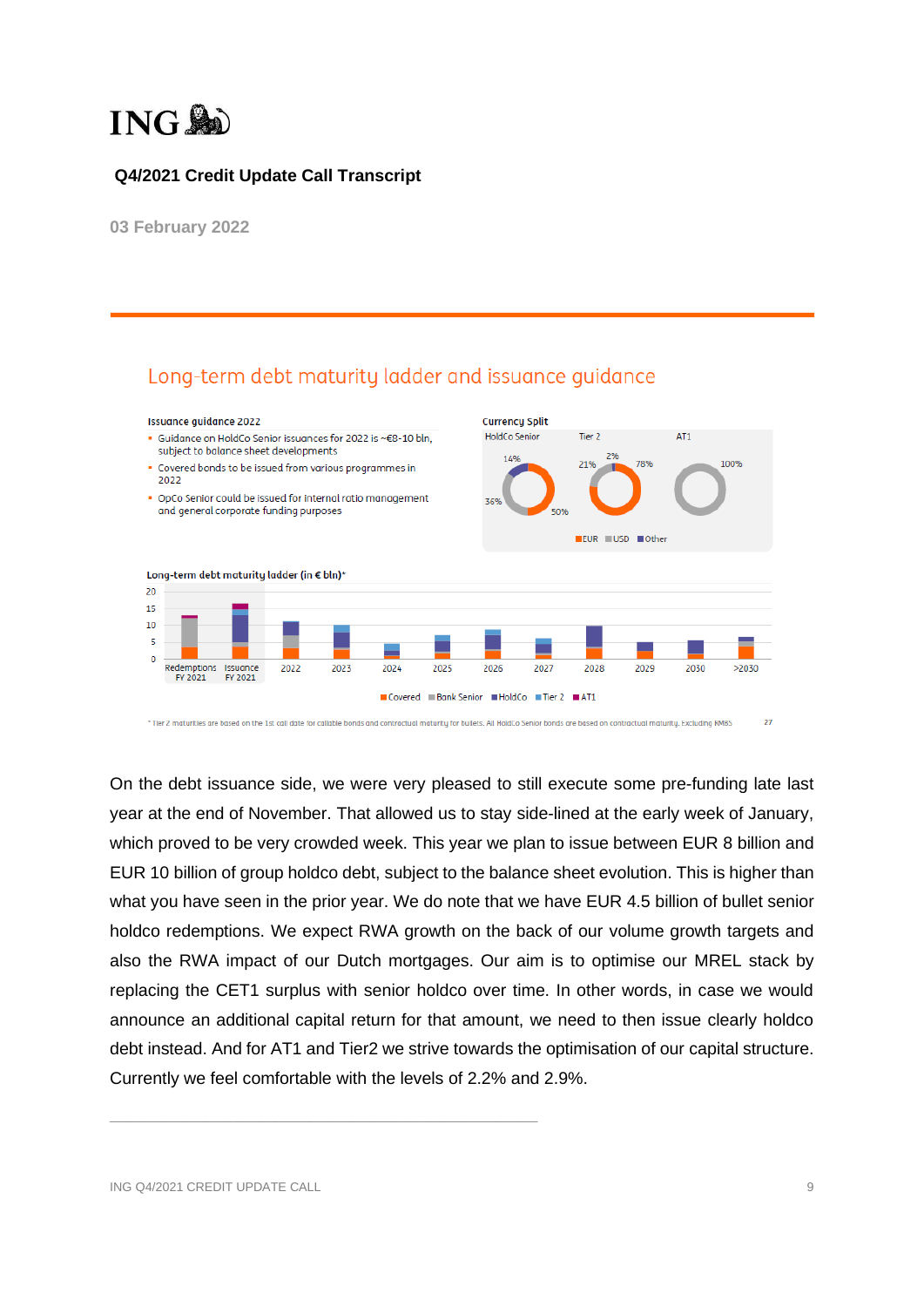# ING

**Q4/2021 Credit Update Call Transcript**

03 February 2022

## Long-term debt maturity ladder and issuance guidance

**Issuance guidance 2022**

- Guidance on HoldCo Senior issuances for 2022 is ~€8-10 bln, subject to balance sheet developments
- Covered bonds to be issued from various programmes in 2022
- OpCo Senior could be issued for internal ratio management and general corporate funding purposes

**Currency Split**

| | EUR | USD | Other |
|---|---|---|---|
| HoldCo Senior | 50% | 36% | 14% |
| Tier 2 | 78% | 21% | 2% |
| AT1 | | 100% | |

**Long-term debt maturity ladder (in € bln)***

Redemptions FY 2021, Issuance FY 2021, 2022, 2023, 2024, 2025, 2026, 2027, 2028, 2029, 2030, >2030

Covered, Bank Senior, HoldCo, Tier 2, AT1

* Tier 2 maturities are based on the 1st call date for callable bonds and contractual maturity for bullets. All HoldCo Senior bonds are based on contractual maturity. Excluding RMBS

On the debt issuance side, we were very pleased to still execute some pre-funding late last year at the end of November. That allowed us to stay side-lined at the early week of January, which proved to be very crowded week. This year we plan to issue between EUR 8 billion and EUR 10 billion of group holdco debt, subject to the balance sheet evolution. This is higher than what you have seen in the prior year. We do note that we have EUR 4.5 billion of bullet senior holdco redemptions. We expect RWA growth on the back of our volume growth targets and also the RWA impact of our Dutch mortgages. Our aim is to optimise our MREL stack by replacing the CET1 surplus with senior holdco over time. In other words, in case we would announce an additional capital return for that amount, we need to then issue clearly holdco debt instead. And for AT1 and Tier2 we strive towards the optimisation of our capital structure. Currently we feel comfortable with the levels of 2.2% and 2.9%.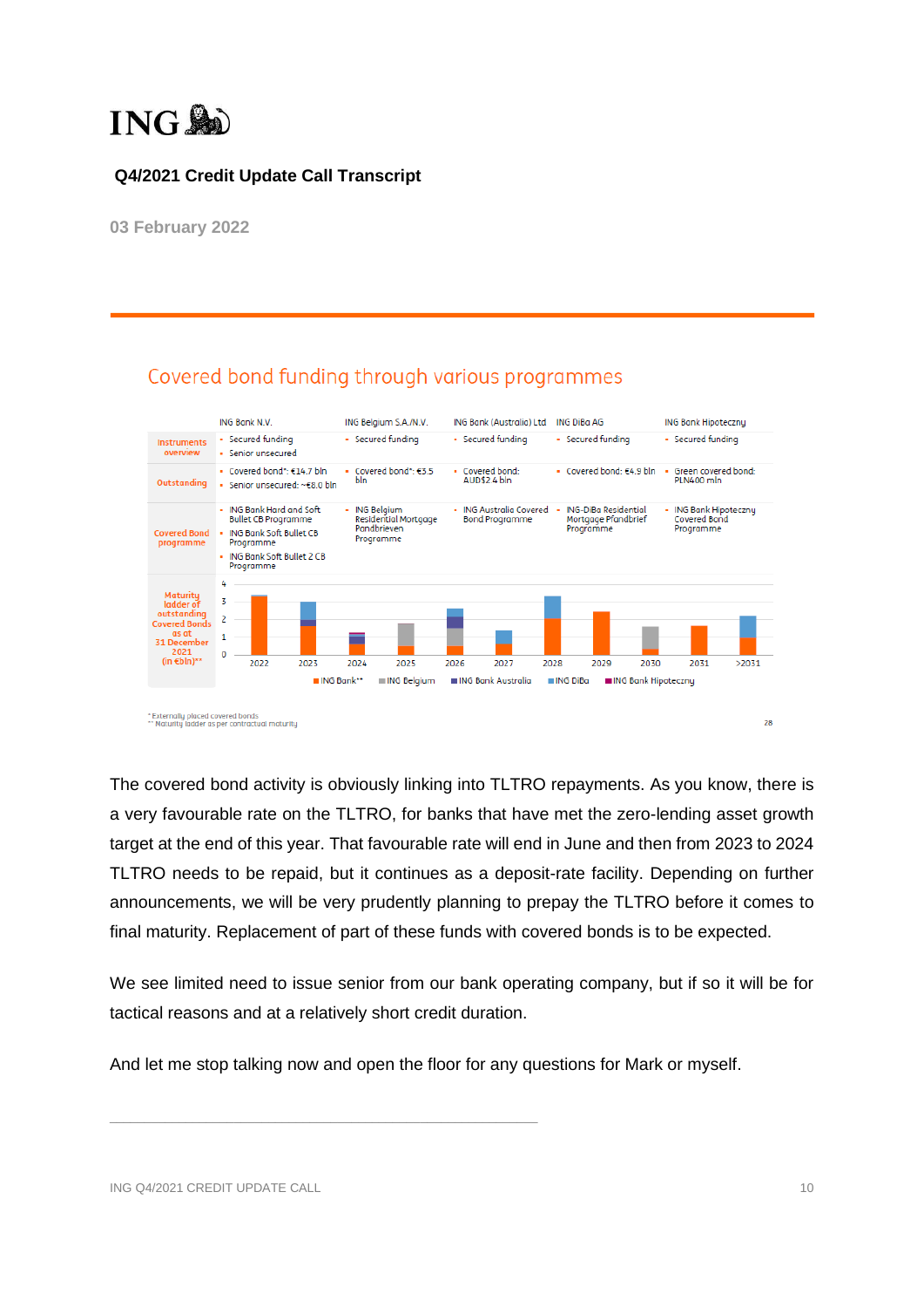## Covered bond funding through various programmes

| | ING Bank N.V. | ING Belgium S.A./N.V. | ING Bank (Australia) Ltd | ING DiBa AG | ING Bank Hipoteczny |
|---|---|---|---|---|---|
| Instruments overview | - Secured funding<br>- Senior unsecured | - Secured funding | - Secured funding | - Secured funding | - Secured funding |
| Outstanding | - Covered bond*: €14.7 bln<br>- Senior unsecured: ~€8.0 bln | - Covered bond*: €3.5 bln | - Covered bond: AUD$2.4 bln | - Covered bond: €4.9 bln | - Green covered bond: PLN400 mln |
| Covered Bond programme | - ING Bank Hard and Soft Bullet CB Programme<br>- ING Bank Soft Bullet CB Programme<br>- ING Bank Soft Bullet 2 CB Programme | - ING Belgium Residential Mortgage Pandbrieven Programme | - ING Australia Covered Bond Programme | - ING-DiBa Residential Mortgage Pfandbrief Programme | - ING Bank Hipoteczny Covered Bond Programme |

Maturity ladder of outstanding Covered Bonds as at 31 December 2021 (in €bln)**

Chart axis: 0, 1, 2, 3, 4; years: 2022, 2023, 2024, 2025, 2026, 2027, 2028, 2029, 2030, 2031, >2031

Legend: ING Bank** | ING Belgium | ING Bank Australia | ING DiBa | ING Bank Hipoteczny

\* Externally placed covered bonds
\*\* Maturity ladder as per contractual maturity

The covered bond activity is obviously linking into TLTRO repayments. As you know, there is a very favourable rate on the TLTRO, for banks that have met the zero-lending asset growth target at the end of this year. That favourable rate will end in June and then from 2023 to 2024 TLTRO needs to be repaid, but it continues as a deposit-rate facility. Depending on further announcements, we will be very prudently planning to prepay the TLTRO before it comes to final maturity. Replacement of part of these funds with covered bonds is to be expected.

We see limited need to issue senior from our bank operating company, but if so it will be for tactical reasons and at a relatively short credit duration.

And let me stop talking now and open the floor for any questions for Mark or myself.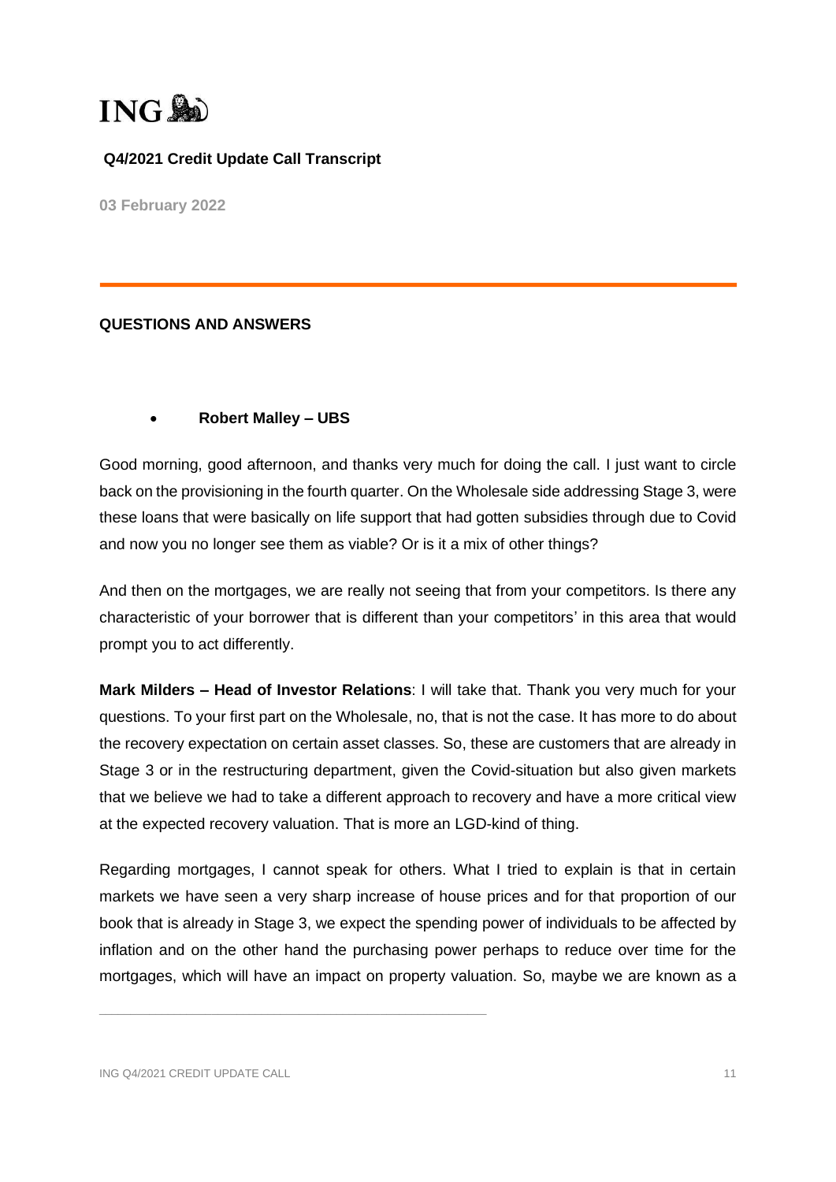**Q4/2021 Credit Update Call Transcript**

**03 February 2022**

**QUESTIONS AND ANSWERS**

- **Robert Malley – UBS**

Good morning, good afternoon, and thanks very much for doing the call. I just want to circle back on the provisioning in the fourth quarter. On the Wholesale side addressing Stage 3, were these loans that were basically on life support that had gotten subsidies through due to Covid and now you no longer see them as viable? Or is it a mix of other things?

And then on the mortgages, we are really not seeing that from your competitors. Is there any characteristic of your borrower that is different than your competitors' in this area that would prompt you to act differently.

**Mark Milders – Head of Investor Relations**: I will take that. Thank you very much for your questions. To your first part on the Wholesale, no, that is not the case. It has more to do about the recovery expectation on certain asset classes. So, these are customers that are already in Stage 3 or in the restructuring department, given the Covid-situation but also given markets that we believe we had to take a different approach to recovery and have a more critical view at the expected recovery valuation. That is more an LGD-kind of thing.

Regarding mortgages, I cannot speak for others. What I tried to explain is that in certain markets we have seen a very sharp increase of house prices and for that proportion of our book that is already in Stage 3, we expect the spending power of individuals to be affected by inflation and on the other hand the purchasing power perhaps to reduce over time for the mortgages, which will have an impact on property valuation. So, maybe we are known as a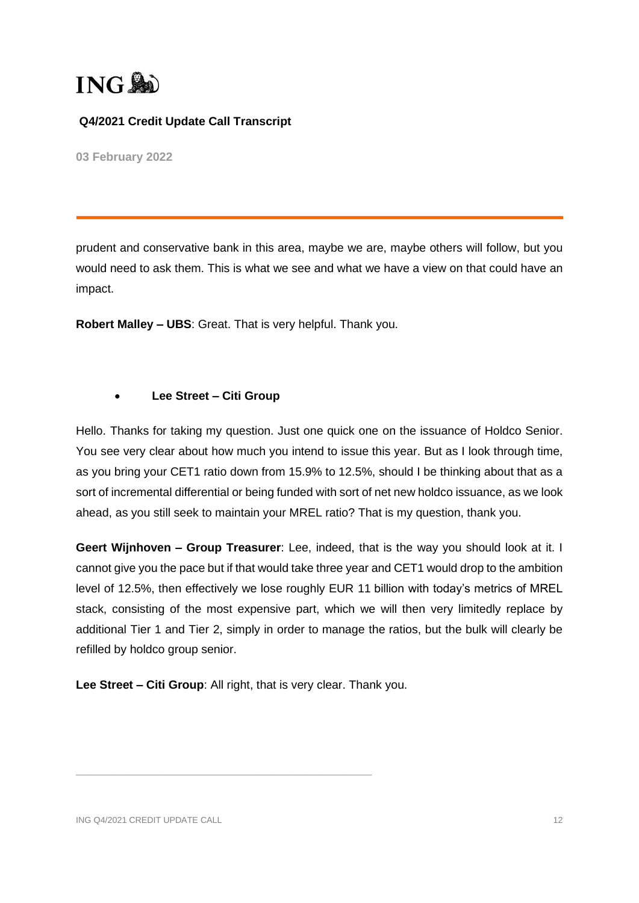prudent and conservative bank in this area, maybe we are, maybe others will follow, but you would need to ask them. This is what we see and what we have a view on that could have an impact.

**Robert Malley – UBS**: Great. That is very helpful. Thank you.

- **Lee Street – Citi Group**

Hello. Thanks for taking my question. Just one quick one on the issuance of Holdco Senior. You see very clear about how much you intend to issue this year. But as I look through time, as you bring your CET1 ratio down from 15.9% to 12.5%, should I be thinking about that as a sort of incremental differential or being funded with sort of net new holdco issuance, as we look ahead, as you still seek to maintain your MREL ratio? That is my question, thank you.

**Geert Wijnhoven – Group Treasurer**: Lee, indeed, that is the way you should look at it. I cannot give you the pace but if that would take three year and CET1 would drop to the ambition level of 12.5%, then effectively we lose roughly EUR 11 billion with today's metrics of MREL stack, consisting of the most expensive part, which we will then very limitedly replace by additional Tier 1 and Tier 2, simply in order to manage the ratios, but the bulk will clearly be refilled by holdco group senior.

**Lee Street – Citi Group**: All right, that is very clear. Thank you.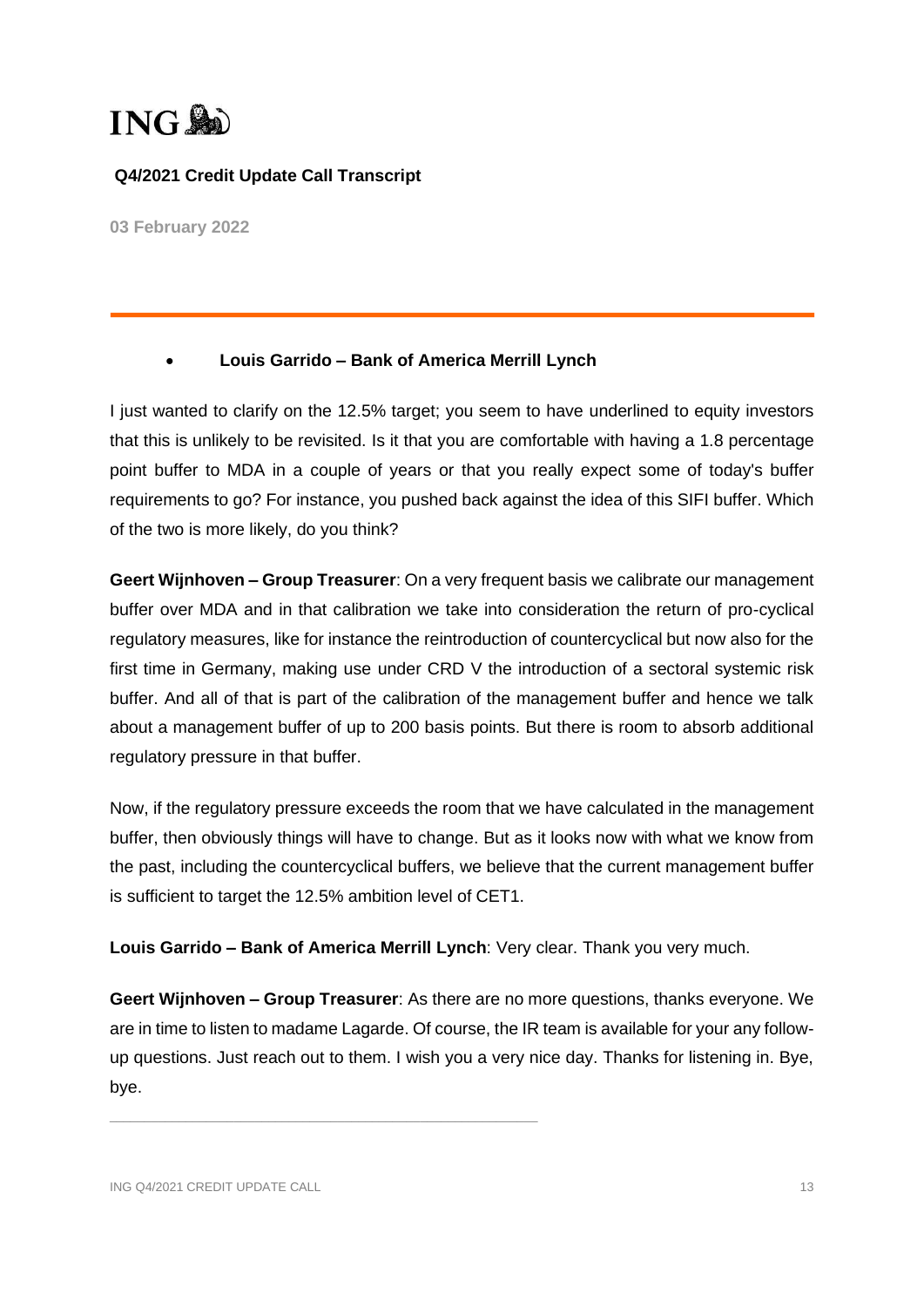**ING**

**Q4/2021 Credit Update Call Transcript**

**03 February 2022**

- **Louis Garrido – Bank of America Merrill Lynch**

I just wanted to clarify on the 12.5% target; you seem to have underlined to equity investors that this is unlikely to be revisited. Is it that you are comfortable with having a 1.8 percentage point buffer to MDA in a couple of years or that you really expect some of today's buffer requirements to go? For instance, you pushed back against the idea of this SIFI buffer. Which of the two is more likely, do you think?

**Geert Wijnhoven – Group Treasurer**: On a very frequent basis we calibrate our management buffer over MDA and in that calibration we take into consideration the return of pro-cyclical regulatory measures, like for instance the reintroduction of countercyclical but now also for the first time in Germany, making use under CRD V the introduction of a sectoral systemic risk buffer. And all of that is part of the calibration of the management buffer and hence we talk about a management buffer of up to 200 basis points. But there is room to absorb additional regulatory pressure in that buffer.

Now, if the regulatory pressure exceeds the room that we have calculated in the management buffer, then obviously things will have to change. But as it looks now with what we know from the past, including the countercyclical buffers, we believe that the current management buffer is sufficient to target the 12.5% ambition level of CET1.

**Louis Garrido – Bank of America Merrill Lynch**: Very clear. Thank you very much.

**Geert Wijnhoven – Group Treasurer**: As there are no more questions, thanks everyone. We are in time to listen to madame Lagarde. Of course, the IR team is available for your any follow-up questions. Just reach out to them. I wish you a very nice day. Thanks for listening in. Bye, bye.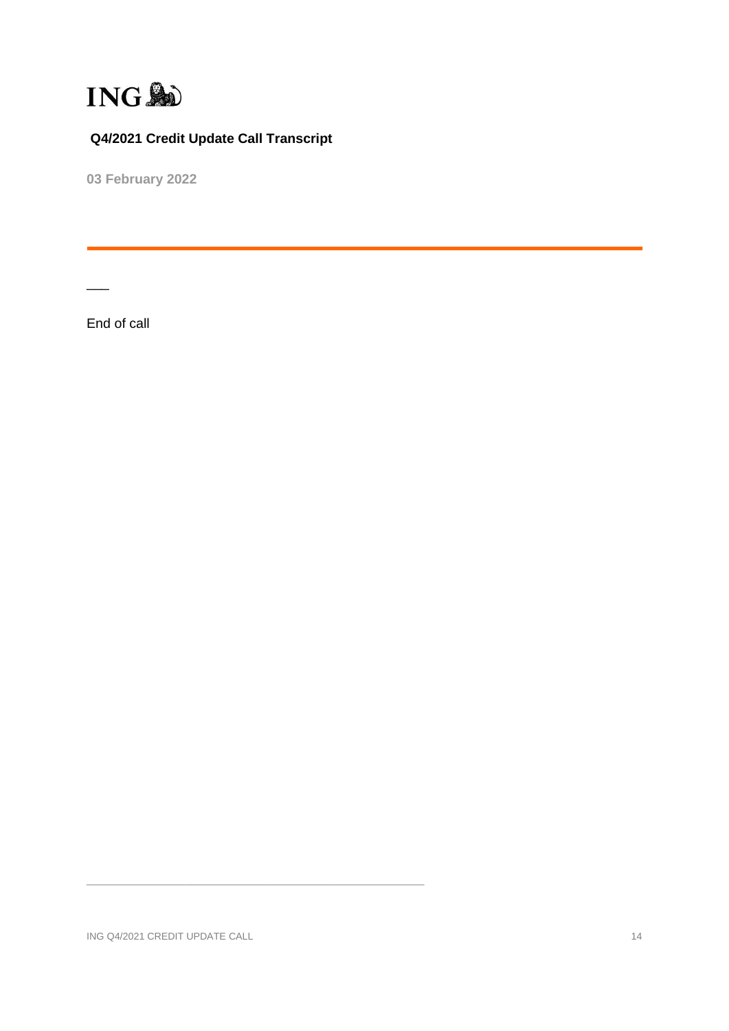**Q4/2021 Credit Update Call Transcript**

**03 February 2022**

---

End of call